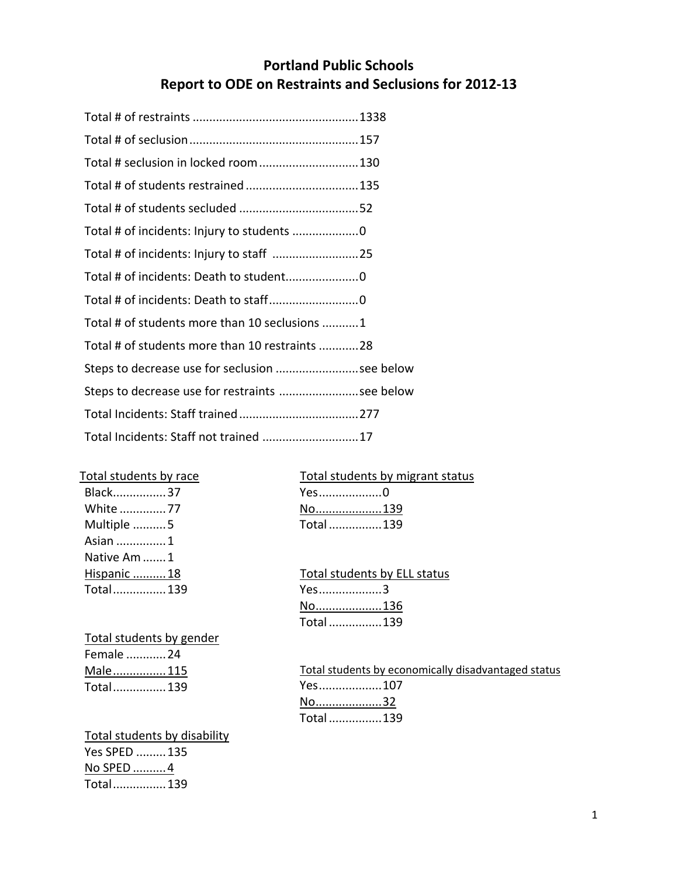# Portland Public Schools
## Report to ODE on Restraints and Seclusions for 2012-13

Total # of restraints .................................................. 1338

Total # of seclusion .................................................. 157

Total # seclusion in locked room .............................. 130

Total # of students restrained .................................. 135

Total # of students secluded .................................... 52

Total # of incidents: Injury to students .................... 0

Total # of incidents: Injury to staff .......................... 25

Total # of incidents: Death to student...................... 0

Total # of incidents: Death to staff........................... 0

Total # of students more than 10 seclusions ........... 1

Total # of students more than 10 restraints ............ 28

Steps to decrease use for seclusion ......................... see below

Steps to decrease use for restraints ........................ see below

Total Incidents: Staff trained .................................... 277

Total Incidents: Staff not trained ............................. 17

Total students by race

Black................ 37
White .............. 77
Multiple .......... 5
Asian ............... 1
Native Am ....... 1
Hispanic .......... 18
Total................ 139

Total students by gender

Female ............ 24
Male................ 115
Total................ 139

Total students by disability

Yes SPED ......... 135
No SPED .......... 4
Total................ 139

Total students by migrant status

Yes................... 0
No.................... 139
Total ................ 139

Total students by ELL status

Yes................... 3
No.................... 136
Total ................ 139

Total students by economically disadvantaged status

Yes................... 107
No.................... 32
Total ................ 139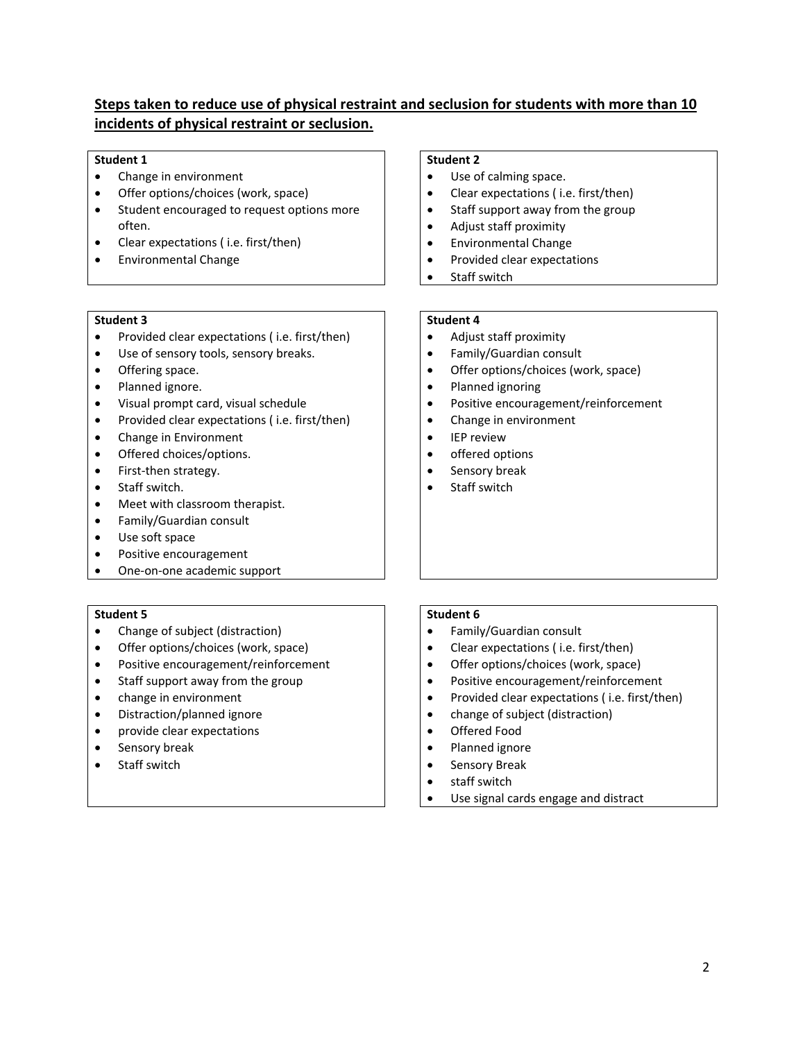**Steps taken to reduce use of physical restraint and seclusion for students with more than 10 incidents of physical restraint or seclusion.**

**Student 1**

- Change in environment
- Offer options/choices (work, space)
- Student encouraged to request options more often.
- Clear expectations ( i.e. first/then)
- Environmental Change

**Student 2**

- Use of calming space.
- Clear expectations ( i.e. first/then)
- Staff support away from the group
- Adjust staff proximity
- Environmental Change
- Provided clear expectations
- Staff switch

**Student 3**

- Provided clear expectations ( i.e. first/then)
- Use of sensory tools, sensory breaks.
- Offering space.
- Planned ignore.
- Visual prompt card, visual schedule
- Provided clear expectations ( i.e. first/then)
- Change in Environment
- Offered choices/options.
- First-then strategy.
- Staff switch.
- Meet with classroom therapist.
- Family/Guardian consult
- Use soft space
- Positive encouragement
- One-on-one academic support

**Student 4**

- Adjust staff proximity
- Family/Guardian consult
- Offer options/choices (work, space)
- Planned ignoring
- Positive encouragement/reinforcement
- Change in environment
- IEP review
- offered options
- Sensory break
- Staff switch

**Student 5**

- Change of subject (distraction)
- Offer options/choices (work, space)
- Positive encouragement/reinforcement
- Staff support away from the group
- change in environment
- Distraction/planned ignore
- provide clear expectations
- Sensory break
- Staff switch

**Student 6**

- Family/Guardian consult
- Clear expectations ( i.e. first/then)
- Offer options/choices (work, space)
- Positive encouragement/reinforcement
- Provided clear expectations ( i.e. first/then)
- change of subject (distraction)
- Offered Food
- Planned ignore
- Sensory Break
- staff switch
- Use signal cards engage and distract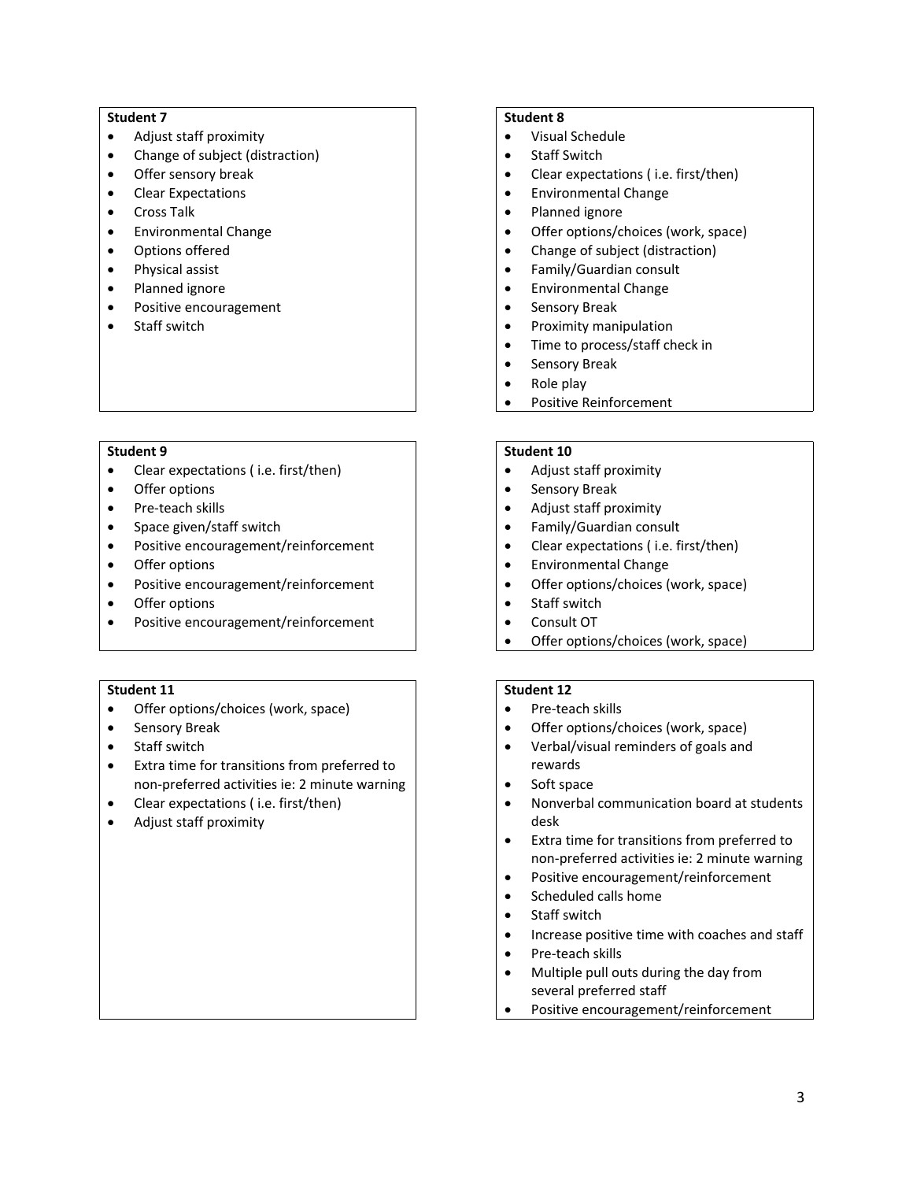**Student 7**

- Adjust staff proximity
- Change of subject (distraction)
- Offer sensory break
- Clear Expectations
- Cross Talk
- Environmental Change
- Options offered
- Physical assist
- Planned ignore
- Positive encouragement
- Staff switch

**Student 8**

- Visual Schedule
- Staff Switch
- Clear expectations ( i.e. first/then)
- Environmental Change
- Planned ignore
- Offer options/choices (work, space)
- Change of subject (distraction)
- Family/Guardian consult
- Environmental Change
- Sensory Break
- Proximity manipulation
- Time to process/staff check in
- Sensory Break
- Role play
- Positive Reinforcement

**Student 9**

- Clear expectations ( i.e. first/then)
- Offer options
- Pre-teach skills
- Space given/staff switch
- Positive encouragement/reinforcement
- Offer options
- Positive encouragement/reinforcement
- Offer options
- Positive encouragement/reinforcement

**Student 10**

- Adjust staff proximity
- Sensory Break
- Adjust staff proximity
- Family/Guardian consult
- Clear expectations ( i.e. first/then)
- Environmental Change
- Offer options/choices (work, space)
- Staff switch
- Consult OT
- Offer options/choices (work, space)

**Student 11**

- Offer options/choices (work, space)
- Sensory Break
- Staff switch
- Extra time for transitions from preferred to non-preferred activities ie: 2 minute warning
- Clear expectations ( i.e. first/then)
- Adjust staff proximity

**Student 12**

- Pre-teach skills
- Offer options/choices (work, space)
- Verbal/visual reminders of goals and rewards
- Soft space
- Nonverbal communication board at students desk
- Extra time for transitions from preferred to non-preferred activities ie: 2 minute warning
- Positive encouragement/reinforcement
- Scheduled calls home
- Staff switch
- Increase positive time with coaches and staff
- Pre-teach skills
- Multiple pull outs during the day from several preferred staff
- Positive encouragement/reinforcement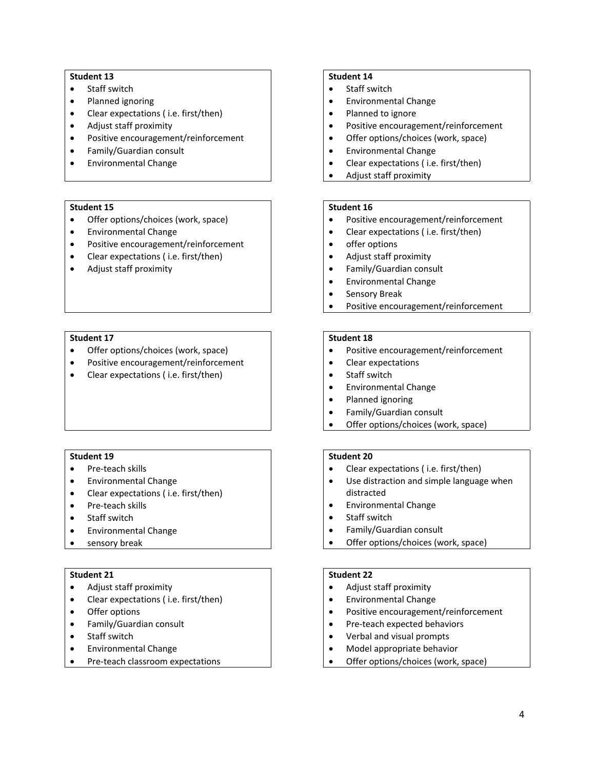**Student 13**

- Staff switch
- Planned ignoring
- Clear expectations ( i.e. first/then)
- Adjust staff proximity
- Positive encouragement/reinforcement
- Family/Guardian consult
- Environmental Change

**Student 14**

- Staff switch
- Environmental Change
- Planned to ignore
- Positive encouragement/reinforcement
- Offer options/choices (work, space)
- Environmental Change
- Clear expectations ( i.e. first/then)
- Adjust staff proximity

**Student 15**

- Offer options/choices (work, space)
- Environmental Change
- Positive encouragement/reinforcement
- Clear expectations ( i.e. first/then)
- Adjust staff proximity

**Student 16**

- Positive encouragement/reinforcement
- Clear expectations ( i.e. first/then)
- offer options
- Adjust staff proximity
- Family/Guardian consult
- Environmental Change
- Sensory Break
- Positive encouragement/reinforcement

**Student 17**

- Offer options/choices (work, space)
- Positive encouragement/reinforcement
- Clear expectations ( i.e. first/then)

**Student 18**

- Positive encouragement/reinforcement
- Clear expectations
- Staff switch
- Environmental Change
- Planned ignoring
- Family/Guardian consult
- Offer options/choices (work, space)

**Student 19**

- Pre-teach skills
- Environmental Change
- Clear expectations ( i.e. first/then)
- Pre-teach skills
- Staff switch
- Environmental Change
- sensory break

**Student 20**

- Clear expectations ( i.e. first/then)
- Use distraction and simple language when distracted
- Environmental Change
- Staff switch
- Family/Guardian consult
- Offer options/choices (work, space)

**Student 21**

- Adjust staff proximity
- Clear expectations ( i.e. first/then)
- Offer options
- Family/Guardian consult
- Staff switch
- Environmental Change
- Pre-teach classroom expectations

**Student 22**

- Adjust staff proximity
- Environmental Change
- Positive encouragement/reinforcement
- Pre-teach expected behaviors
- Verbal and visual prompts
- Model appropriate behavior
- Offer options/choices (work, space)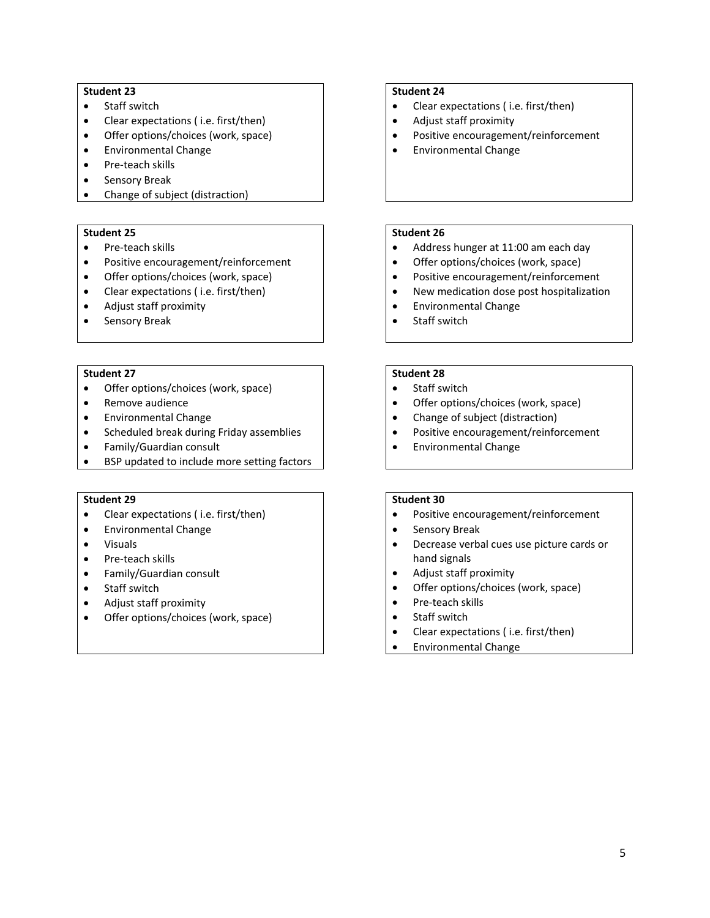**Student 23**

- Staff switch
- Clear expectations ( i.e. first/then)
- Offer options/choices (work, space)
- Environmental Change
- Pre-teach skills
- Sensory Break
- Change of subject (distraction)

**Student 24**

- Clear expectations ( i.e. first/then)
- Adjust staff proximity
- Positive encouragement/reinforcement
- Environmental Change

**Student 25**

- Pre-teach skills
- Positive encouragement/reinforcement
- Offer options/choices (work, space)
- Clear expectations ( i.e. first/then)
- Adjust staff proximity
- Sensory Break

**Student 26**

- Address hunger at 11:00 am each day
- Offer options/choices (work, space)
- Positive encouragement/reinforcement
- New medication dose post hospitalization
- Environmental Change
- Staff switch

**Student 27**

- Offer options/choices (work, space)
- Remove audience
- Environmental Change
- Scheduled break during Friday assemblies
- Family/Guardian consult
- BSP updated to include more setting factors

**Student 28**

- Staff switch
- Offer options/choices (work, space)
- Change of subject (distraction)
- Positive encouragement/reinforcement
- Environmental Change

**Student 29**

- Clear expectations ( i.e. first/then)
- Environmental Change
- Visuals
- Pre-teach skills
- Family/Guardian consult
- Staff switch
- Adjust staff proximity
- Offer options/choices (work, space)

**Student 30**

- Positive encouragement/reinforcement
- Sensory Break
- Decrease verbal cues use picture cards or hand signals
- Adjust staff proximity
- Offer options/choices (work, space)
- Pre-teach skills
- Staff switch
- Clear expectations ( i.e. first/then)
- Environmental Change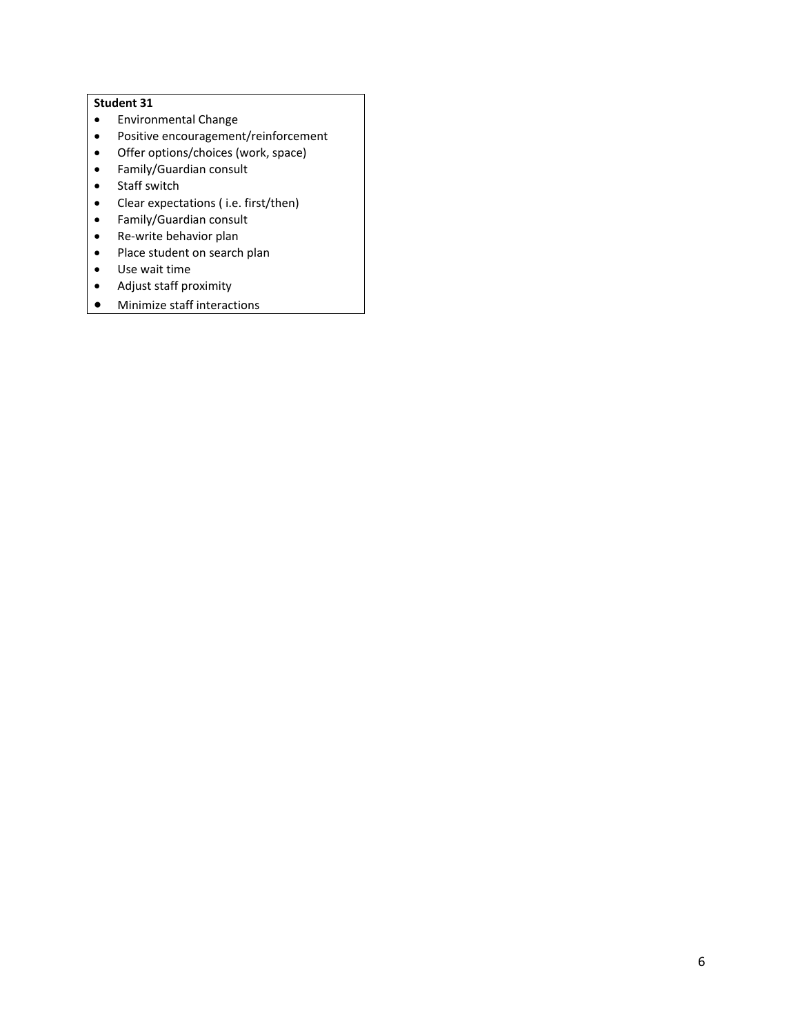**Student 31**

- Environmental Change
- Positive encouragement/reinforcement
- Offer options/choices (work, space)
- Family/Guardian consult
- Staff switch
- Clear expectations ( i.e. first/then)
- Family/Guardian consult
- Re-write behavior plan
- Place student on search plan
- Use wait time
- Adjust staff proximity
- Minimize staff interactions